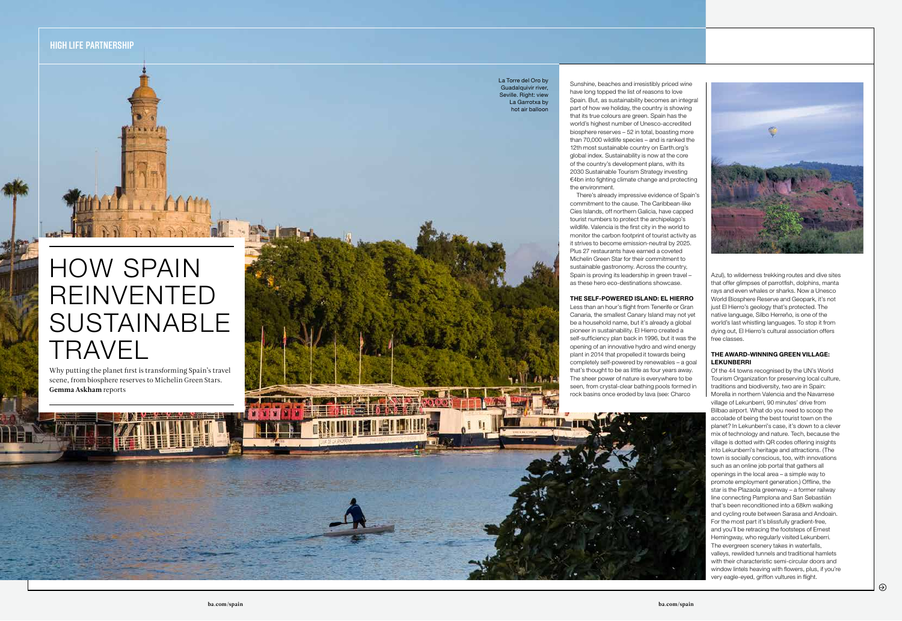# HOW SPAIN REINVENTED SUSTAINABLE TRAVEL

Why putting the planet first is transforming Spain's travel scene, from biosphere reserves to Michelin Green Stars. **Gemma Askham** reports

La Torre del Oro by Guadalquivir river, Seville. Right: view La Garrotxa by hot air balloon

Sunshine, beaches and irresistibly priced wine have long topped the list of reasons to love Spain. But, as sustainability becomes an integral part of how we holiday, the country is showing that its true colours are green. Spain has the world's highest number of Unesco-accredited biosphere reserves – 52 in total, boasting more than 70,000 wildlife species – and is ranked the 12th most sustainable country on Earth.org's global index. Sustainability is now at the core of the country's development plans, with its 2030 Sustainable Tourism Strategy investing €4bn into fighting climate change and protecting the environment.

There's already impressive evidence of Spain's commitment to the cause. The Caribbean-like Cies Islands, off northern Galicia, have capped tourist numbers to protect the archipelago's wildlife. Valencia is the first city in the world to monitor the carbon footprint of tourist activity as it strives to become emission-neutral by 2025. Plus 27 restaurants have earned a coveted Michelin Green Star for their commitment to sustainable gastronomy. Across the country, Spain is proving its leadership in green travel – as these hero eco-destinations showcase.

### THE SELF-POWERED ISLAND: EL HIERRO

Less than an hour's flight from Tenerife or Gran Canaria, the smallest Canary Island may not yet be a household name, but it's already a global pioneer in sustainability. El Hierro created a self-sufficiency plan back in 1996, but it was the opening of an innovative hydro and wind energy plant in 2014 that propelled it towards being completely self-powered by renewables – a goal that's thought to be as little as four years away. The sheer power of nature is everywhere to be seen, from crystal-clear bathing pools formed in rock basins once eroded by lava (see: Charco Azul), to wilderness trekking routes and dive sites that offer glimpses of parrotfish, dolphins, manta rays and even whales or sharks. Now a Unesco World Biosphere Reserve and Geopark, it's not just El Hierro's geology that's protected. The native language, Silbo Herreño, is one of the world's last whistling languages. To stop it from dying out, El Hierro's cultural association offers free classes.

### THE AWARD-WINNING GREEN VILLAGE: LEKUNBERRI

Of the 44 towns recognised by the UN's World Tourism Organization for preserving local culture, traditions and biodiversity, two are in Spain: Morella in northern Valencia and the Navarrese village of Lekunberri, 90 minutes' drive from Bilbao airport. What do you need to scoop the accolade of being the best tourist town on the planet? In Lekunberri's case, it's down to a clever mix of technology and nature. Tech, because the village is dotted with QR codes offering insights into Lekunberri's heritage and attractions. (The town is socially conscious, too, with innovations such as an online job portal that gathers all openings in the local area – a simple way to promote employment generation.) Offline, the star is the Plazaola greenway – a former railway line connecting Pamplona and San Sebastián that's been reconditioned into a 68km walking and cycling route between Sarasa and Andoain. For the most part it's blissfully gradient-free, and you'll be retracing the footsteps of Ernest Hemingway, who regularly visited Lekunberri. The evergreen scenery takes in waterfalls, valleys, rewilded tunnels and traditional hamlets with their characteristic semi-circular doors and window lintels heaving with flowers, plus, if you're very eagle-eyed, griffon vultures in flight.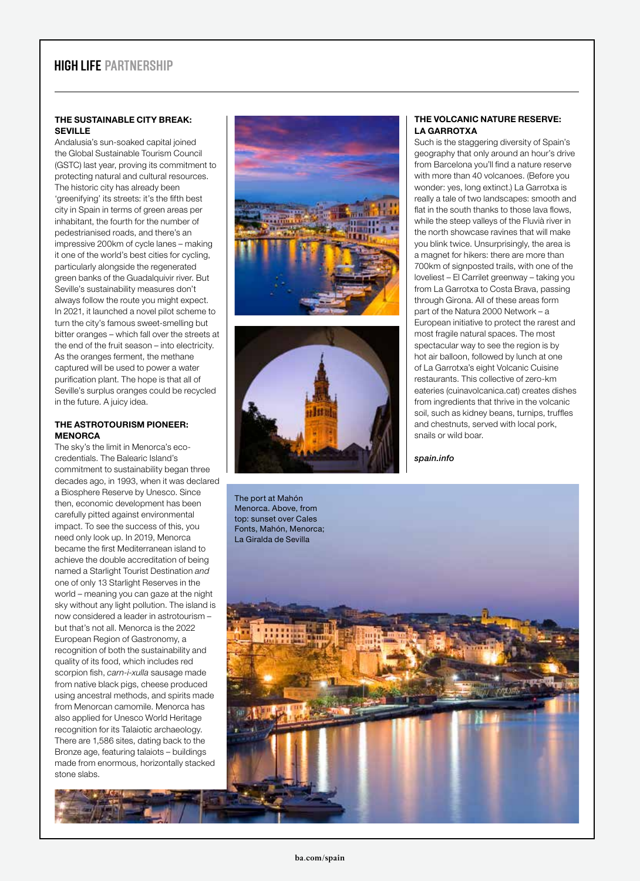## THE SUSTAINABLE CITY BREAK: SEVILLE

Andalusia's sun-soaked capital joined the Global Sustainable Tourism Council (GSTC) last year, proving its commitment to protecting natural and cultural resources. The historic city has already been 'greenifying' its streets: it's the fifth best city in Spain in terms of green areas per inhabitant, the fourth for the number of pedestrianised roads, and there's an impressive 200km of cycle lanes – making it one of the world's best cities for cycling, particularly alongside the regenerated green banks of the Guadalquivir river. But Seville's sustainability measures don't always follow the route you might expect. In 2021, it launched a novel pilot scheme to turn the city's famous sweet-smelling but bitter oranges – which fall over the streets at the end of the fruit season – into electricity. As the oranges ferment, the methane captured will be used to power a water purification plant. The hope is that all of Seville's surplus oranges could be recycled in the future. A juicy idea.

## THE ASTROTOURISM PIONEER: MENORCA

The sky's the limit in Menorca's eco-credentials. The Balearic Island's commitment to sustainability began three decades ago, in 1993, when it was declared a Biosphere Reserve by Unesco. Since then, economic development has been carefully pitted against environmental impact. To see the success of this, you need only look up. In 2019, Menorca became the first Mediterranean island to achieve the double accreditation of being named a Starlight Tourist Destination *and* one of only 13 Starlight Reserves in the world – meaning you can gaze at the night sky without any light pollution. The island is now considered a leader in astrotourism – but that's not all. Menorca is the 2022 European Region of Gastronomy, a recognition of both the sustainability and quality of its food, which includes red scorpion fish, *carn-i-xulla* sausage made from native black pigs, cheese produced using ancestral methods, and spirits made from Menorcan camomile. Menorca has also applied for Unesco World Heritage recognition for its Talaiotic archaeology. There are 1,586 sites, dating back to the Bronze age, featuring talaiots – buildings made from enormous, horizontally stacked stone slabs.

The port at Mahón Menorca. Above, from top: sunset over Cales Fonts, Mahón, Menorca; La Giralda de Sevilla

## THE VOLCANIC NATURE RESERVE: LA GARROTXA

Such is the staggering diversity of Spain's geography that only around an hour's drive from Barcelona you'll find a nature reserve with more than 40 volcanoes. (Before you wonder: yes, long extinct.) La Garrotxa is really a tale of two landscapes: smooth and flat in the south thanks to those lava flows, while the steep valleys of the Fluvià river in the north showcase ravines that will make you blink twice. Unsurprisingly, the area is a magnet for hikers: there are more than 700km of signposted trails, with one of the loveliest – El Carrilet greenway – taking you from La Garrotxa to Costa Brava, passing through Girona. All of these areas form part of the Natura 2000 Network – a European initiative to protect the rarest and most fragile natural spaces. The most spectacular way to see the region is by hot air balloon, followed by lunch at one of La Garrotxa's eight Volcanic Cuisine restaurants. This collective of zero-km eateries (cuinavolcanica.cat) creates dishes from ingredients that thrive in the volcanic soil, such as kidney beans, turnips, truffles and chestnuts, served with local pork, snails or wild boar.

***spain.info***